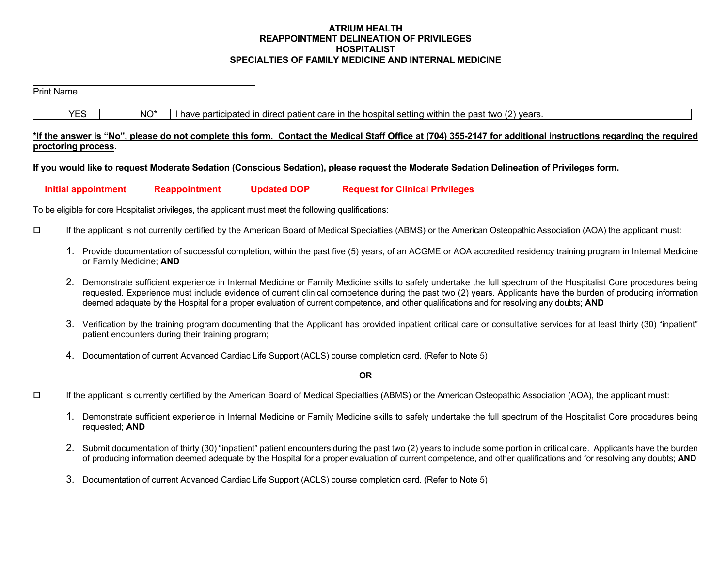# ATRIUM HEALTH
## REAPPOINTMENT DELINEATION OF PRIVILEGES
## HOSPITALIST
## SPECIALTIES OF FAMILY MEDICINE AND INTERNAL MEDICINE

______________________________________________

Print Name

| | YES | | NO* | I have participated in direct patient care in the hospital setting within the past two (2) years. |
|---|---|---|---|---|

***If the answer is "No", please do not complete this form. Contact the Medical Staff Office at (704) 355-2147 for additional instructions regarding the required proctoring process.**

**If you would like to request Moderate Sedation (Conscious Sedation), please request the Moderate Sedation Delineation of Privileges form.**

**Initial appointment** **Reappointment** **Updated DOP** **Request for Clinical Privileges**

To be eligible for core Hospitalist privileges, the applicant must meet the following qualifications:

☐ If the applicant is not currently certified by the American Board of Medical Specialties (ABMS) or the American Osteopathic Association (AOA) the applicant must:

1. Provide documentation of successful completion, within the past five (5) years, of an ACGME or AOA accredited residency training program in Internal Medicine or Family Medicine; **AND**
2. Demonstrate sufficient experience in Internal Medicine or Family Medicine skills to safely undertake the full spectrum of the Hospitalist Core procedures being requested. Experience must include evidence of current clinical competence during the past two (2) years. Applicants have the burden of producing information deemed adequate by the Hospital for a proper evaluation of current competence, and other qualifications and for resolving any doubts; **AND**
3. Verification by the training program documenting that the Applicant has provided inpatient critical care or consultative services for at least thirty (30) "inpatient" patient encounters during their training program;
4. Documentation of current Advanced Cardiac Life Support (ACLS) course completion card. (Refer to Note 5)

**OR**

☐ If the applicant is currently certified by the American Board of Medical Specialties (ABMS) or the American Osteopathic Association (AOA), the applicant must:

1. Demonstrate sufficient experience in Internal Medicine or Family Medicine skills to safely undertake the full spectrum of the Hospitalist Core procedures being requested; **AND**
2. Submit documentation of thirty (30) "inpatient" patient encounters during the past two (2) years to include some portion in critical care. Applicants have the burden of producing information deemed adequate by the Hospital for a proper evaluation of current competence, and other qualifications and for resolving any doubts; **AND**
3. Documentation of current Advanced Cardiac Life Support (ACLS) course completion card. (Refer to Note 5)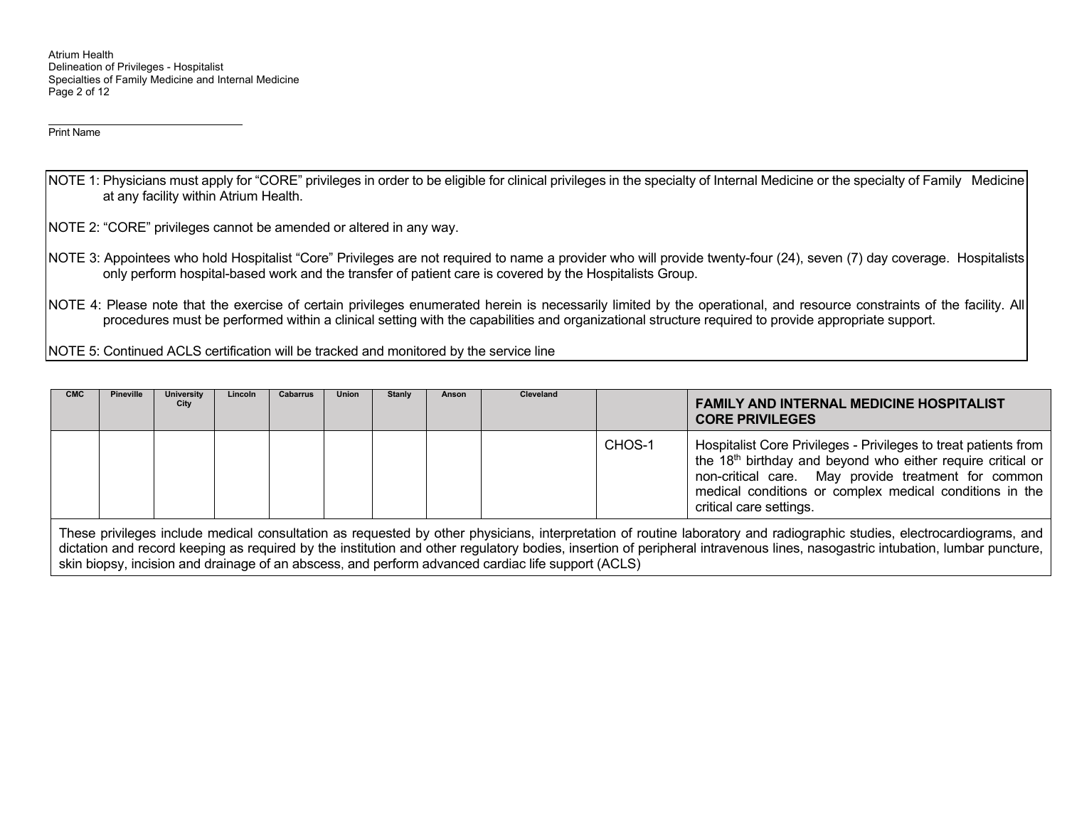Print Name

NOTE 1: Physicians must apply for "CORE" privileges in order to be eligible for clinical privileges in the specialty of Internal Medicine or the specialty of Family Medicine at any facility within Atrium Health.

NOTE 2: "CORE" privileges cannot be amended or altered in any way.

NOTE 3: Appointees who hold Hospitalist "Core" Privileges are not required to name a provider who will provide twenty-four (24), seven (7) day coverage. Hospitalists only perform hospital-based work and the transfer of patient care is covered by the Hospitalists Group.

NOTE 4: Please note that the exercise of certain privileges enumerated herein is necessarily limited by the operational, and resource constraints of the facility. All procedures must be performed within a clinical setting with the capabilities and organizational structure required to provide appropriate support.

NOTE 5: Continued ACLS certification will be tracked and monitored by the service line

| CMC | Pineville | University City | Lincoln | Cabarrus | Union | Stanly | Anson | Cleveland | | **FAMILY AND INTERNAL MEDICINE HOSPITALIST CORE PRIVILEGES** |
|---|---|---|---|---|---|---|---|---|---|---|
| | | | | | | | | | CHOS-1 | Hospitalist Core Privileges - Privileges to treat patients from the 18th birthday and beyond who either require critical or non-critical care. May provide treatment for common medical conditions or complex medical conditions in the critical care settings. |
| These privileges include medical consultation as requested by other physicians, interpretation of routine laboratory and radiographic studies, electrocardiograms, and dictation and record keeping as required by the institution and other regulatory bodies, insertion of peripheral intravenous lines, nasogastric intubation, lumbar puncture, skin biopsy, incision and drainage of an abscess, and perform advanced cardiac life support (ACLS) | | | | | | | | | | |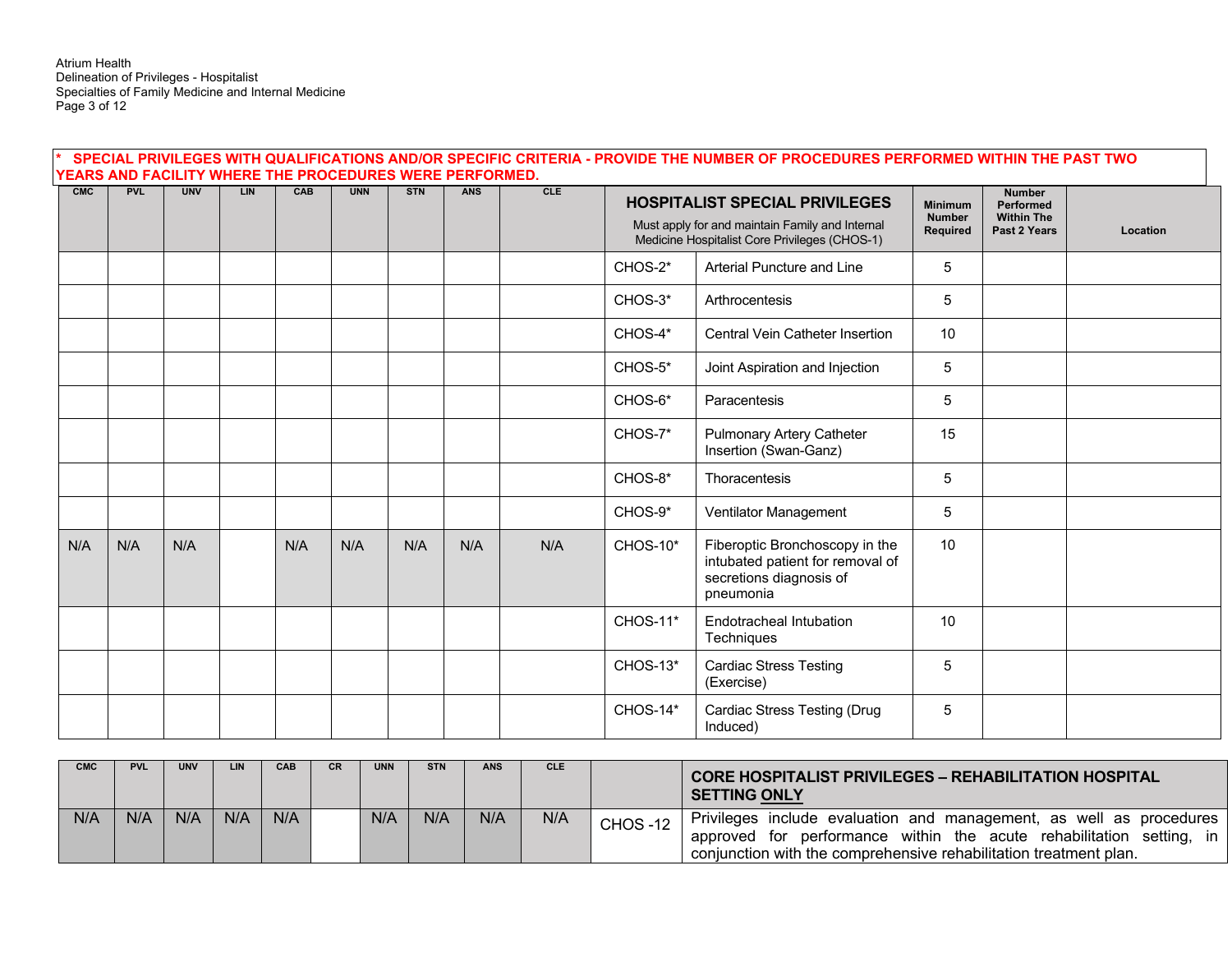**\* SPECIAL PRIVILEGES WITH QUALIFICATIONS AND/OR SPECIFIC CRITERIA - PROVIDE THE NUMBER OF PROCEDURES PERFORMED WITHIN THE PAST TWO YEARS AND FACILITY WHERE THE PROCEDURES WERE PERFORMED.**

| CMC | PVL | UNV | LIN | CAB | UNN | STN | ANS | CLE | **HOSPITALIST SPECIAL PRIVILEGES** Must apply for and maintain Family and Internal Medicine Hospitalist Core Privileges (CHOS-1) | | Minimum Number Required | Number Performed Within The Past 2 Years | Location |
|---|---|---|---|---|---|---|---|---|---|---|---|---|---|
| | | | | | | | | | CHOS-2* | Arterial Puncture and Line | 5 | | |
| | | | | | | | | | CHOS-3* | Arthrocentesis | 5 | | |
| | | | | | | | | | CHOS-4* | Central Vein Catheter Insertion | 10 | | |
| | | | | | | | | | CHOS-5* | Joint Aspiration and Injection | 5 | | |
| | | | | | | | | | CHOS-6* | Paracentesis | 5 | | |
| | | | | | | | | | CHOS-7* | Pulmonary Artery Catheter Insertion (Swan-Ganz) | 15 | | |
| | | | | | | | | | CHOS-8* | Thoracentesis | 5 | | |
| | | | | | | | | | CHOS-9* | Ventilator Management | 5 | | |
| N/A | N/A | N/A | | N/A | N/A | N/A | N/A | N/A | CHOS-10* | Fiberoptic Bronchoscopy in the intubated patient for removal of secretions diagnosis of pneumonia | 10 | | |
| | | | | | | | | | CHOS-11* | Endotracheal Intubation Techniques | 10 | | |
| | | | | | | | | | CHOS-13* | Cardiac Stress Testing (Exercise) | 5 | | |
| | | | | | | | | | CHOS-14* | Cardiac Stress Testing (Drug Induced) | 5 | | |

| CMC | PVL | UNV | LIN | CAB | CR | UNN | STN | ANS | CLE | | **CORE HOSPITALIST PRIVILEGES – REHABILITATION HOSPITAL SETTING ONLY** |
|---|---|---|---|---|---|---|---|---|---|---|---|
| N/A | N/A | N/A | N/A | N/A | | N/A | N/A | N/A | N/A | CHOS -12 | Privileges include evaluation and management, as well as procedures approved for performance within the acute rehabilitation setting, in conjunction with the comprehensive rehabilitation treatment plan. |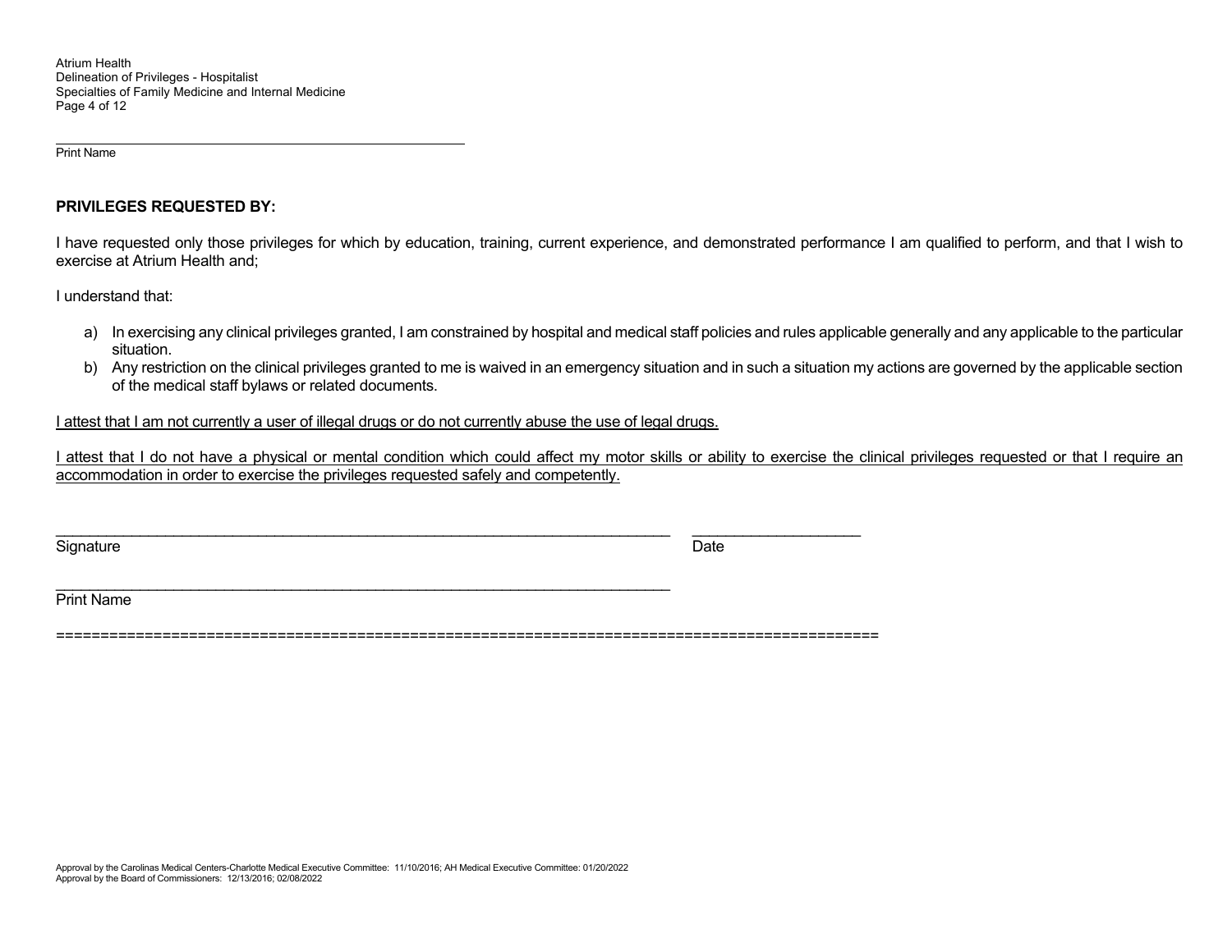\_\_\_\_\_\_\_\_\_\_\_\_\_\_\_\_\_\_\_\_\_\_\_\_\_\_\_\_\_\_\_\_\_\_\_\_\_\_\_\_\_\_\_\_\_\_\_\_\_\_\_\_

Print Name

**PRIVILEGES REQUESTED BY:**

I have requested only those privileges for which by education, training, current experience, and demonstrated performance I am qualified to perform, and that I wish to exercise at Atrium Health and;

I understand that:

a) In exercising any clinical privileges granted, I am constrained by hospital and medical staff policies and rules applicable generally and any applicable to the particular situation.
b) Any restriction on the clinical privileges granted to me is waived in an emergency situation and in such a situation my actions are governed by the applicable section of the medical staff bylaws or related documents.

<u>I attest that I am not currently a user of illegal drugs or do not currently abuse the use of legal drugs.</u>

<u>I attest that I do not have a physical or mental condition which could affect my motor skills or ability to exercise the clinical privileges requested or that I require an accommodation in order to exercise the privileges requested safely and competently.</u>

\_\_\_\_\_\_\_\_\_\_\_\_\_\_\_\_\_\_\_\_\_\_\_\_\_\_\_\_\_\_\_\_\_\_\_\_\_\_\_\_\_\_\_\_\_\_\_\_\_\_\_\_\_\_\_\_\_\_\_\_\_\_\_\_\_\_\_\_\_\_\_\_ \_\_\_\_\_\_\_\_\_\_\_\_\_\_\_\_\_\_\_\_

Signature Date

\_\_\_\_\_\_\_\_\_\_\_\_\_\_\_\_\_\_\_\_\_\_\_\_\_\_\_\_\_\_\_\_\_\_\_\_\_\_\_\_\_\_\_\_\_\_\_\_\_\_\_\_\_\_\_\_\_\_\_\_\_\_\_\_\_\_\_\_\_\_\_\_

Print Name

==========================================================================================

Approval by the Carolinas Medical Centers-Charlotte Medical Executive Committee: 11/10/2016; AH Medical Executive Committee: 01/20/2022
Approval by the Board of Commissioners: 12/13/2016; 02/08/2022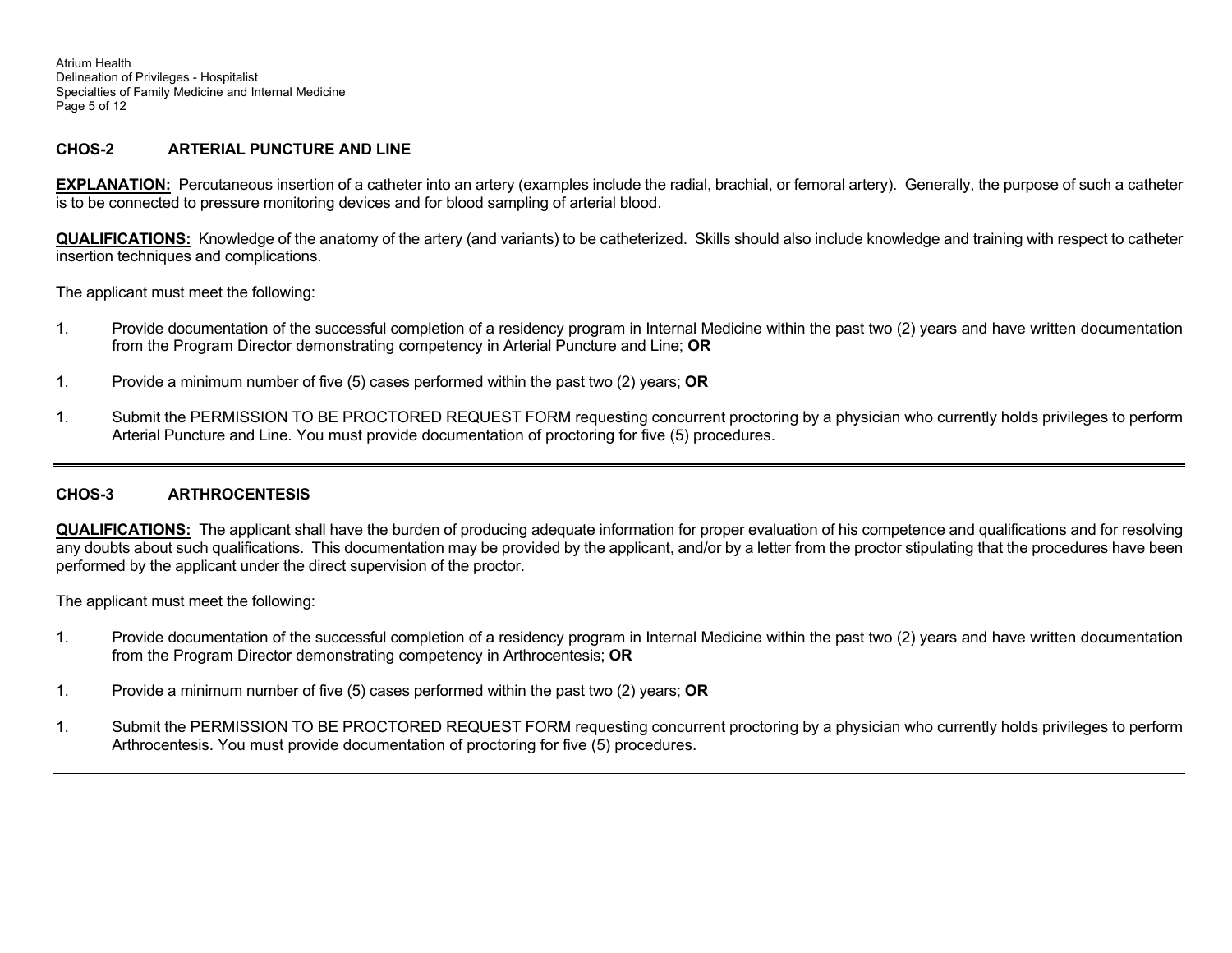## CHOS-2 ARTERIAL PUNCTURE AND LINE

**EXPLANATION:** Percutaneous insertion of a catheter into an artery (examples include the radial, brachial, or femoral artery). Generally, the purpose of such a catheter is to be connected to pressure monitoring devices and for blood sampling of arterial blood.

**QUALIFICATIONS:** Knowledge of the anatomy of the artery (and variants) to be catheterized. Skills should also include knowledge and training with respect to catheter insertion techniques and complications.

The applicant must meet the following:

1. Provide documentation of the successful completion of a residency program in Internal Medicine within the past two (2) years and have written documentation from the Program Director demonstrating competency in Arterial Puncture and Line; **OR**

1. Provide a minimum number of five (5) cases performed within the past two (2) years; **OR**

1. Submit the PERMISSION TO BE PROCTORED REQUEST FORM requesting concurrent proctoring by a physician who currently holds privileges to perform Arterial Puncture and Line. You must provide documentation of proctoring for five (5) procedures.

---

## CHOS-3 ARTHROCENTESIS

**QUALIFICATIONS:** The applicant shall have the burden of producing adequate information for proper evaluation of his competence and qualifications and for resolving any doubts about such qualifications. This documentation may be provided by the applicant, and/or by a letter from the proctor stipulating that the procedures have been performed by the applicant under the direct supervision of the proctor.

The applicant must meet the following:

1. Provide documentation of the successful completion of a residency program in Internal Medicine within the past two (2) years and have written documentation from the Program Director demonstrating competency in Arthrocentesis; **OR**

1. Provide a minimum number of five (5) cases performed within the past two (2) years; **OR**

1. Submit the PERMISSION TO BE PROCTORED REQUEST FORM requesting concurrent proctoring by a physician who currently holds privileges to perform Arthrocentesis. You must provide documentation of proctoring for five (5) procedures.

---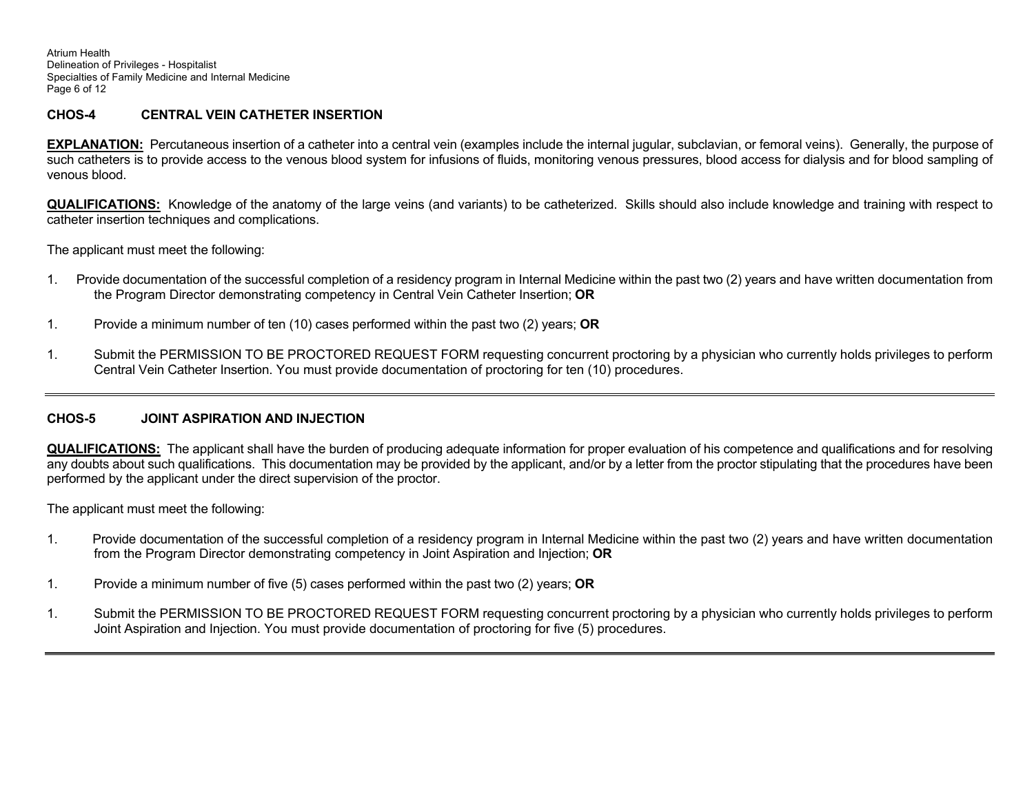## CHOS-4 CENTRAL VEIN CATHETER INSERTION

**EXPLANATION:** Percutaneous insertion of a catheter into a central vein (examples include the internal jugular, subclavian, or femoral veins). Generally, the purpose of such catheters is to provide access to the venous blood system for infusions of fluids, monitoring venous pressures, blood access for dialysis and for blood sampling of venous blood.

**QUALIFICATIONS:** Knowledge of the anatomy of the large veins (and variants) to be catheterized. Skills should also include knowledge and training with respect to catheter insertion techniques and complications.

The applicant must meet the following:

1. Provide documentation of the successful completion of a residency program in Internal Medicine within the past two (2) years and have written documentation from the Program Director demonstrating competency in Central Vein Catheter Insertion; **OR**

1. Provide a minimum number of ten (10) cases performed within the past two (2) years; **OR**

1. Submit the PERMISSION TO BE PROCTORED REQUEST FORM requesting concurrent proctoring by a physician who currently holds privileges to perform Central Vein Catheter Insertion. You must provide documentation of proctoring for ten (10) procedures.

---

## CHOS-5 JOINT ASPIRATION AND INJECTION

**QUALIFICATIONS:** The applicant shall have the burden of producing adequate information for proper evaluation of his competence and qualifications and for resolving any doubts about such qualifications. This documentation may be provided by the applicant, and/or by a letter from the proctor stipulating that the procedures have been performed by the applicant under the direct supervision of the proctor.

The applicant must meet the following:

1. Provide documentation of the successful completion of a residency program in Internal Medicine within the past two (2) years and have written documentation from the Program Director demonstrating competency in Joint Aspiration and Injection; **OR**

1. Provide a minimum number of five (5) cases performed within the past two (2) years; **OR**

1. Submit the PERMISSION TO BE PROCTORED REQUEST FORM requesting concurrent proctoring by a physician who currently holds privileges to perform Joint Aspiration and Injection. You must provide documentation of proctoring for five (5) procedures.

---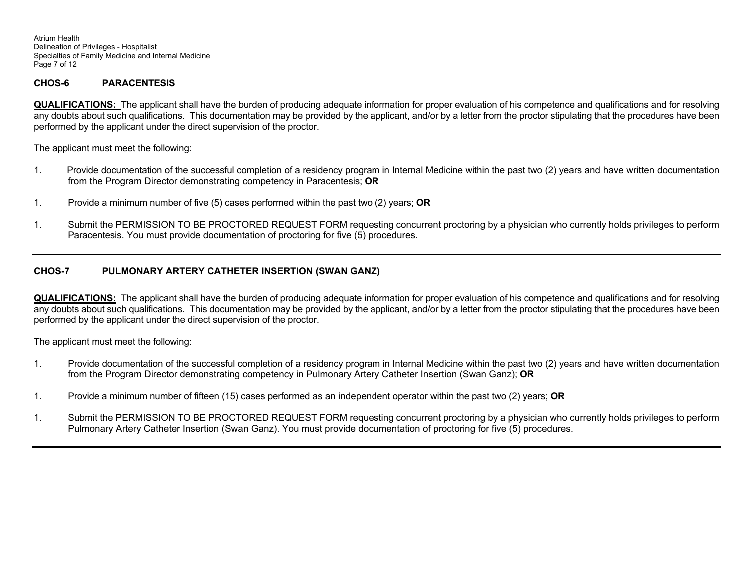## CHOS-6 PARACENTESIS

**QUALIFICATIONS:** The applicant shall have the burden of producing adequate information for proper evaluation of his competence and qualifications and for resolving any doubts about such qualifications. This documentation may be provided by the applicant, and/or by a letter from the proctor stipulating that the procedures have been performed by the applicant under the direct supervision of the proctor.

The applicant must meet the following:

1. Provide documentation of the successful completion of a residency program in Internal Medicine within the past two (2) years and have written documentation from the Program Director demonstrating competency in Paracentesis; **OR**

1. Provide a minimum number of five (5) cases performed within the past two (2) years; **OR**

1. Submit the PERMISSION TO BE PROCTORED REQUEST FORM requesting concurrent proctoring by a physician who currently holds privileges to perform Paracentesis. You must provide documentation of proctoring for five (5) procedures.

---

## CHOS-7 PULMONARY ARTERY CATHETER INSERTION (SWAN GANZ)

**QUALIFICATIONS:** The applicant shall have the burden of producing adequate information for proper evaluation of his competence and qualifications and for resolving any doubts about such qualifications. This documentation may be provided by the applicant, and/or by a letter from the proctor stipulating that the procedures have been performed by the applicant under the direct supervision of the proctor.

The applicant must meet the following:

1. Provide documentation of the successful completion of a residency program in Internal Medicine within the past two (2) years and have written documentation from the Program Director demonstrating competency in Pulmonary Artery Catheter Insertion (Swan Ganz); **OR**

1. Provide a minimum number of fifteen (15) cases performed as an independent operator within the past two (2) years; **OR**

1. Submit the PERMISSION TO BE PROCTORED REQUEST FORM requesting concurrent proctoring by a physician who currently holds privileges to perform Pulmonary Artery Catheter Insertion (Swan Ganz). You must provide documentation of proctoring for five (5) procedures.

---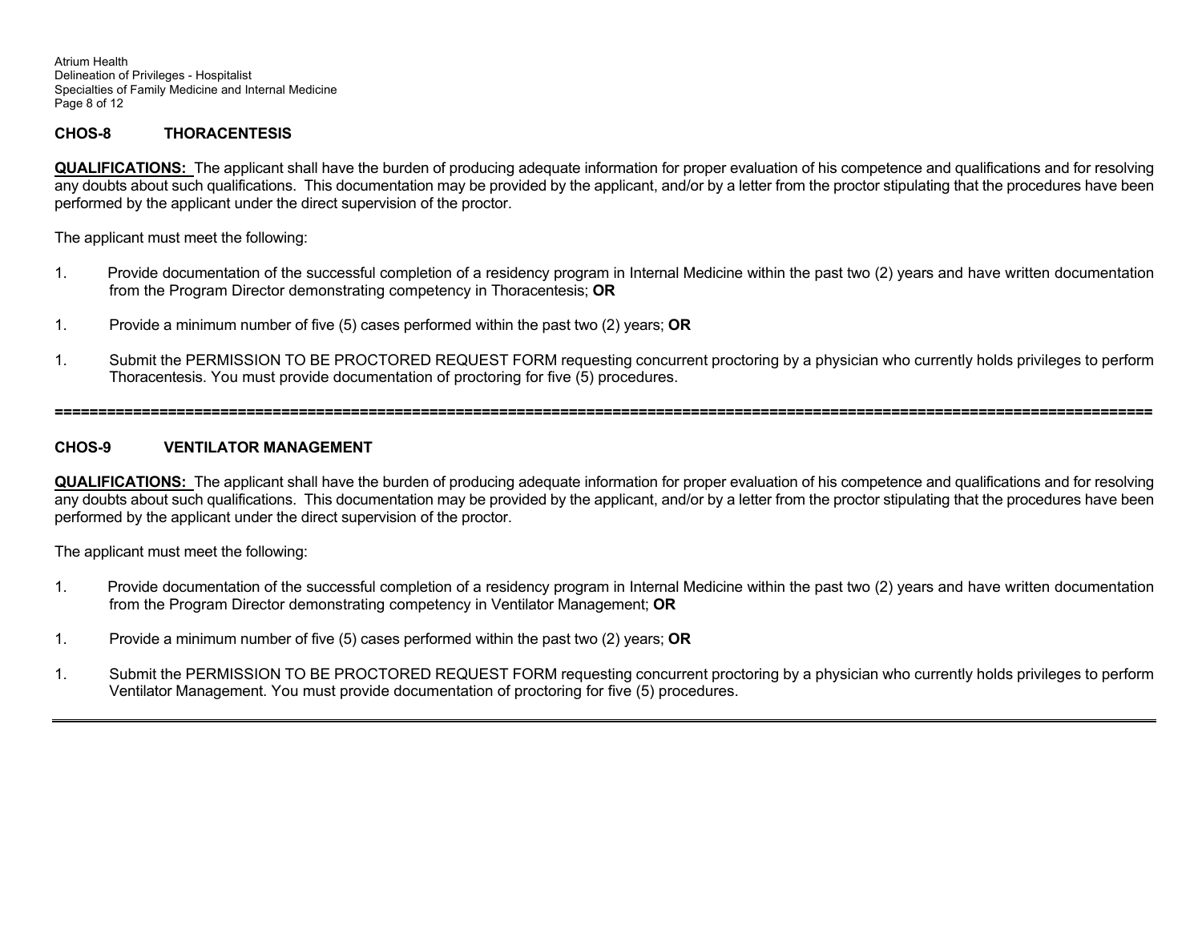## CHOS-8 THORACENTESIS

**QUALIFICATIONS:** The applicant shall have the burden of producing adequate information for proper evaluation of his competence and qualifications and for resolving any doubts about such qualifications. This documentation may be provided by the applicant, and/or by a letter from the proctor stipulating that the procedures have been performed by the applicant under the direct supervision of the proctor.

The applicant must meet the following:

1. Provide documentation of the successful completion of a residency program in Internal Medicine within the past two (2) years and have written documentation from the Program Director demonstrating competency in Thoracentesis; **OR**

1. Provide a minimum number of five (5) cases performed within the past two (2) years; **OR**

1. Submit the PERMISSION TO BE PROCTORED REQUEST FORM requesting concurrent proctoring by a physician who currently holds privileges to perform Thoracentesis. You must provide documentation of proctoring for five (5) procedures.

---

## CHOS-9 VENTILATOR MANAGEMENT

**QUALIFICATIONS:** The applicant shall have the burden of producing adequate information for proper evaluation of his competence and qualifications and for resolving any doubts about such qualifications. This documentation may be provided by the applicant, and/or by a letter from the proctor stipulating that the procedures have been performed by the applicant under the direct supervision of the proctor.

The applicant must meet the following:

1. Provide documentation of the successful completion of a residency program in Internal Medicine within the past two (2) years and have written documentation from the Program Director demonstrating competency in Ventilator Management; **OR**

1. Provide a minimum number of five (5) cases performed within the past two (2) years; **OR**

1. Submit the PERMISSION TO BE PROCTORED REQUEST FORM requesting concurrent proctoring by a physician who currently holds privileges to perform Ventilator Management. You must provide documentation of proctoring for five (5) procedures.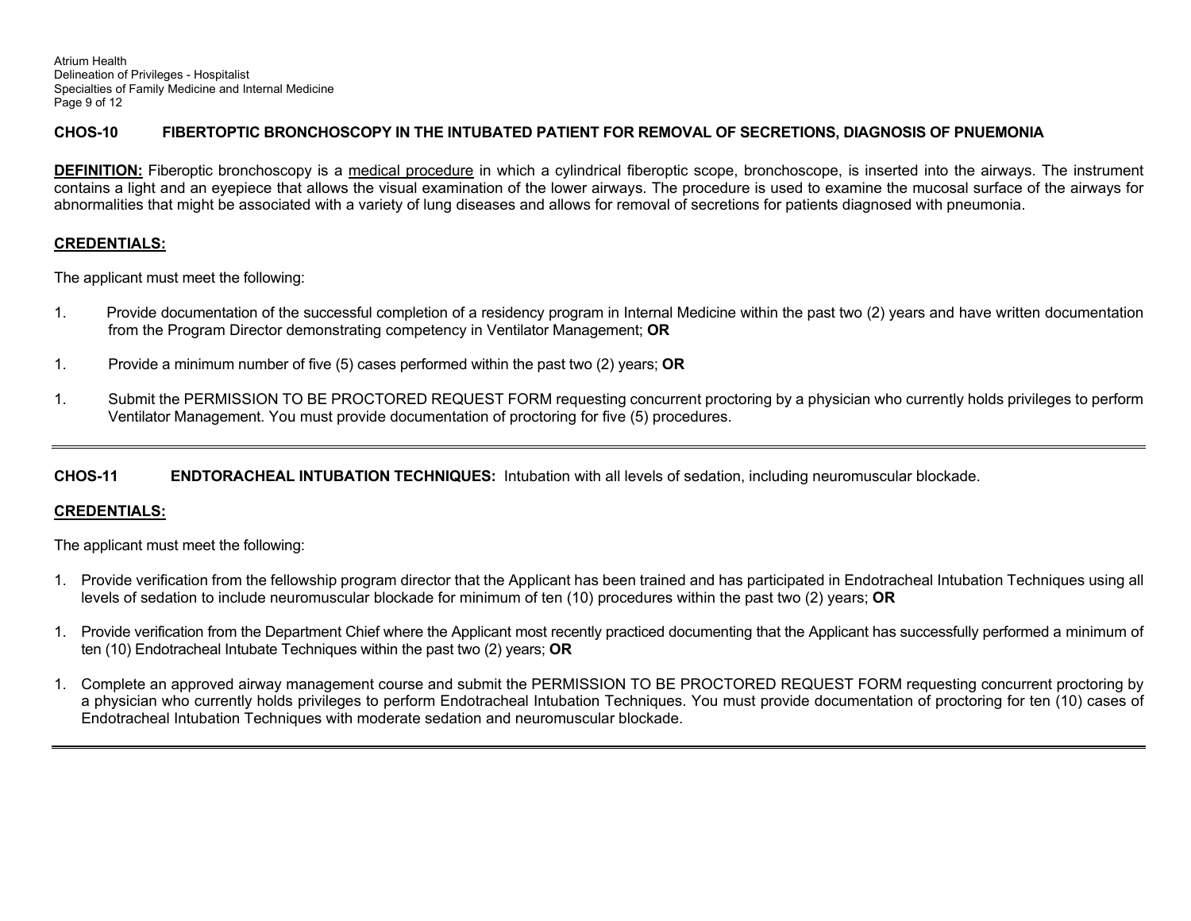**CHOS-10 FIBERTOPTIC BRONCHOSCOPY IN THE INTUBATED PATIENT FOR REMOVAL OF SECRETIONS, DIAGNOSIS OF PNUEMONIA**

**DEFINITION:** Fiberoptic bronchoscopy is a medical procedure in which a cylindrical fiberoptic scope, bronchoscope, is inserted into the airways. The instrument contains a light and an eyepiece that allows the visual examination of the lower airways. The procedure is used to examine the mucosal surface of the airways for abnormalities that might be associated with a variety of lung diseases and allows for removal of secretions for patients diagnosed with pneumonia.

**CREDENTIALS:**

The applicant must meet the following:

1. Provide documentation of the successful completion of a residency program in Internal Medicine within the past two (2) years and have written documentation from the Program Director demonstrating competency in Ventilator Management; **OR**

1. Provide a minimum number of five (5) cases performed within the past two (2) years; **OR**

1. Submit the PERMISSION TO BE PROCTORED REQUEST FORM requesting concurrent proctoring by a physician who currently holds privileges to perform Ventilator Management. You must provide documentation of proctoring for five (5) procedures.

---

**CHOS-11 ENDTORACHEAL INTUBATION TECHNIQUES:** Intubation with all levels of sedation, including neuromuscular blockade.

**CREDENTIALS:**

The applicant must meet the following:

1. Provide verification from the fellowship program director that the Applicant has been trained and has participated in Endotracheal Intubation Techniques using all levels of sedation to include neuromuscular blockade for minimum of ten (10) procedures within the past two (2) years; **OR**

1. Provide verification from the Department Chief where the Applicant most recently practiced documenting that the Applicant has successfully performed a minimum of ten (10) Endotracheal Intubate Techniques within the past two (2) years; **OR**

1. Complete an approved airway management course and submit the PERMISSION TO BE PROCTORED REQUEST FORM requesting concurrent proctoring by a physician who currently holds privileges to perform Endotracheal Intubation Techniques. You must provide documentation of proctoring for ten (10) cases of Endotracheal Intubation Techniques with moderate sedation and neuromuscular blockade.

---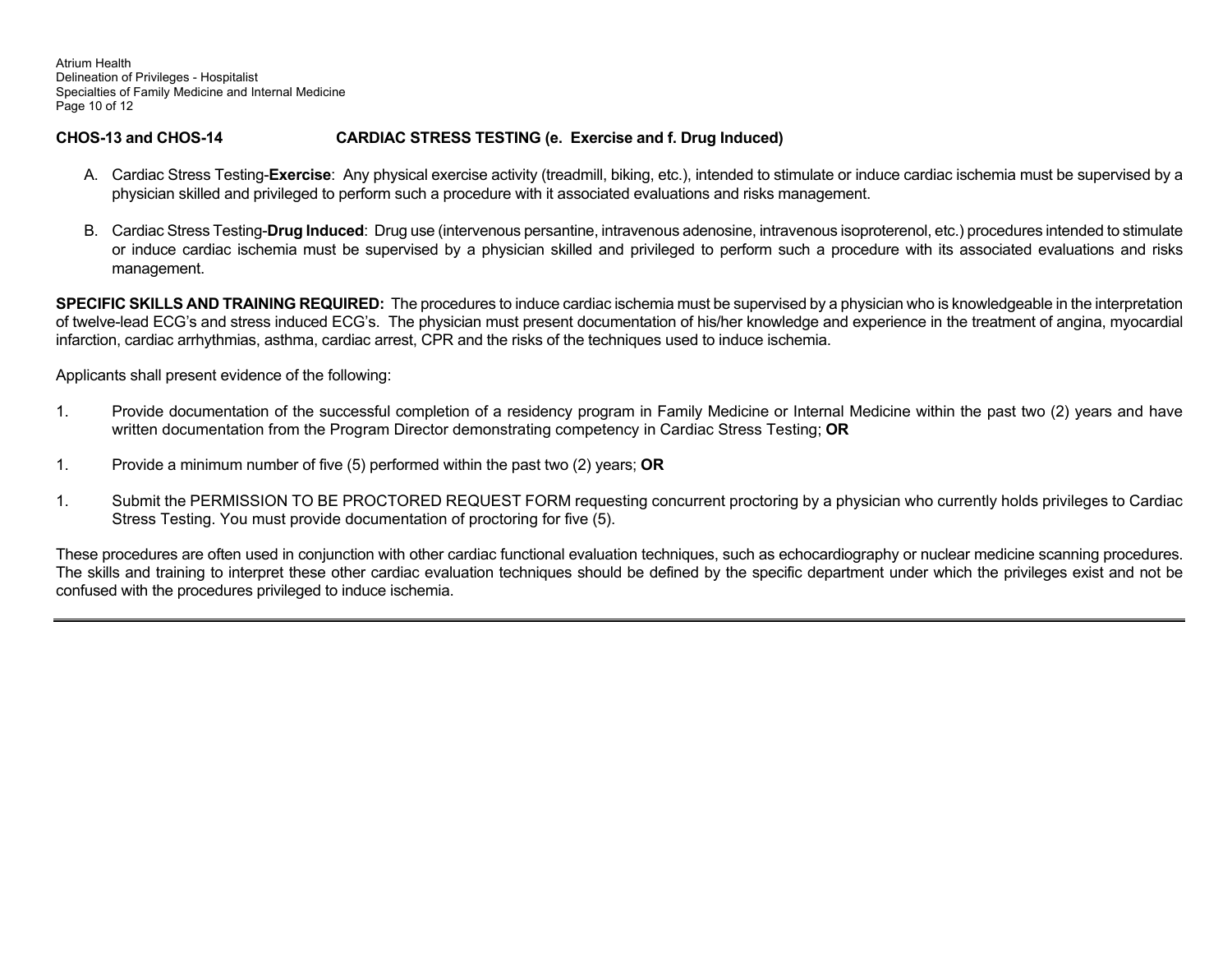**CHOS-13 and CHOS-14 CARDIAC STRESS TESTING (e. Exercise and f. Drug Induced)**

A. Cardiac Stress Testing-**Exercise**: Any physical exercise activity (treadmill, biking, etc.), intended to stimulate or induce cardiac ischemia must be supervised by a physician skilled and privileged to perform such a procedure with it associated evaluations and risks management.

B. Cardiac Stress Testing-**Drug Induced**: Drug use (intervenous persantine, intravenous adenosine, intravenous isoproterenol, etc.) procedures intended to stimulate or induce cardiac ischemia must be supervised by a physician skilled and privileged to perform such a procedure with its associated evaluations and risks management.

**SPECIFIC SKILLS AND TRAINING REQUIRED:** The procedures to induce cardiac ischemia must be supervised by a physician who is knowledgeable in the interpretation of twelve-lead ECG's and stress induced ECG's. The physician must present documentation of his/her knowledge and experience in the treatment of angina, myocardial infarction, cardiac arrhythmias, asthma, cardiac arrest, CPR and the risks of the techniques used to induce ischemia.

Applicants shall present evidence of the following:

1. Provide documentation of the successful completion of a residency program in Family Medicine or Internal Medicine within the past two (2) years and have written documentation from the Program Director demonstrating competency in Cardiac Stress Testing; **OR**

1. Provide a minimum number of five (5) performed within the past two (2) years; **OR**

1. Submit the PERMISSION TO BE PROCTORED REQUEST FORM requesting concurrent proctoring by a physician who currently holds privileges to Cardiac Stress Testing. You must provide documentation of proctoring for five (5).

These procedures are often used in conjunction with other cardiac functional evaluation techniques, such as echocardiography or nuclear medicine scanning procedures. The skills and training to interpret these other cardiac evaluation techniques should be defined by the specific department under which the privileges exist and not be confused with the procedures privileged to induce ischemia.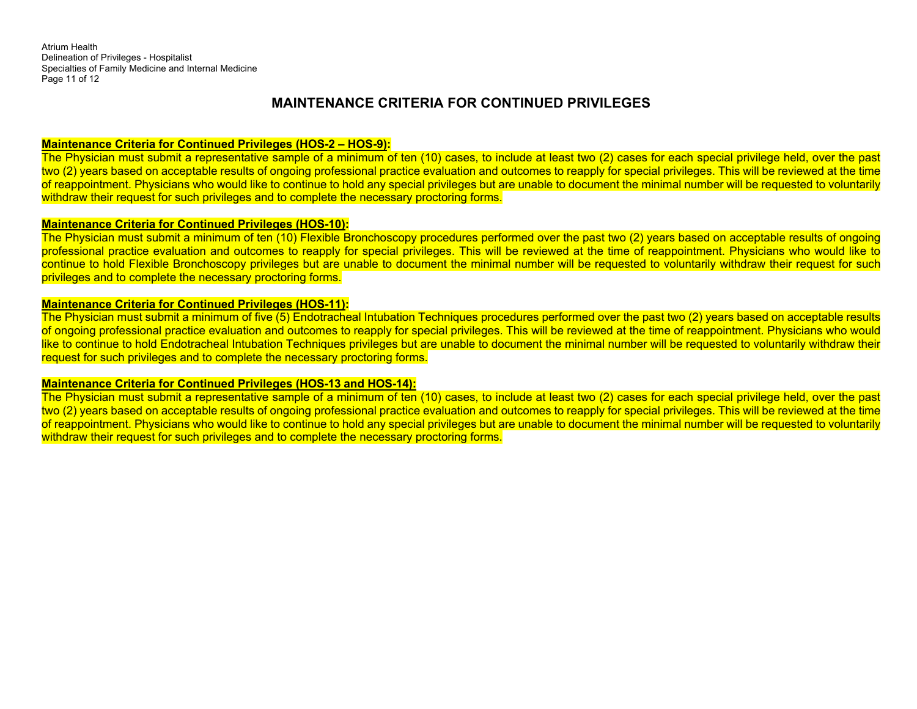# MAINTENANCE CRITERIA FOR CONTINUED PRIVILEGES

**Maintenance Criteria for Continued Privileges (HOS-2 – HOS-9):**

The Physician must submit a representative sample of a minimum of ten (10) cases, to include at least two (2) cases for each special privilege held, over the past two (2) years based on acceptable results of ongoing professional practice evaluation and outcomes to reapply for special privileges. This will be reviewed at the time of reappointment. Physicians who would like to continue to hold any special privileges but are unable to document the minimal number will be requested to voluntarily withdraw their request for such privileges and to complete the necessary proctoring forms.

**Maintenance Criteria for Continued Privileges (HOS-10):**

The Physician must submit a minimum of ten (10) Flexible Bronchoscopy procedures performed over the past two (2) years based on acceptable results of ongoing professional practice evaluation and outcomes to reapply for special privileges. This will be reviewed at the time of reappointment. Physicians who would like to continue to hold Flexible Bronchoscopy privileges but are unable to document the minimal number will be requested to voluntarily withdraw their request for such privileges and to complete the necessary proctoring forms.

**Maintenance Criteria for Continued Privileges (HOS-11):**

The Physician must submit a minimum of five (5) Endotracheal Intubation Techniques procedures performed over the past two (2) years based on acceptable results of ongoing professional practice evaluation and outcomes to reapply for special privileges. This will be reviewed at the time of reappointment. Physicians who would like to continue to hold Endotracheal Intubation Techniques privileges but are unable to document the minimal number will be requested to voluntarily withdraw their request for such privileges and to complete the necessary proctoring forms.

**Maintenance Criteria for Continued Privileges (HOS-13 and HOS-14):**

The Physician must submit a representative sample of a minimum of ten (10) cases, to include at least two (2) cases for each special privilege held, over the past two (2) years based on acceptable results of ongoing professional practice evaluation and outcomes to reapply for special privileges. This will be reviewed at the time of reappointment. Physicians who would like to continue to hold any special privileges but are unable to document the minimal number will be requested to voluntarily withdraw their request for such privileges and to complete the necessary proctoring forms.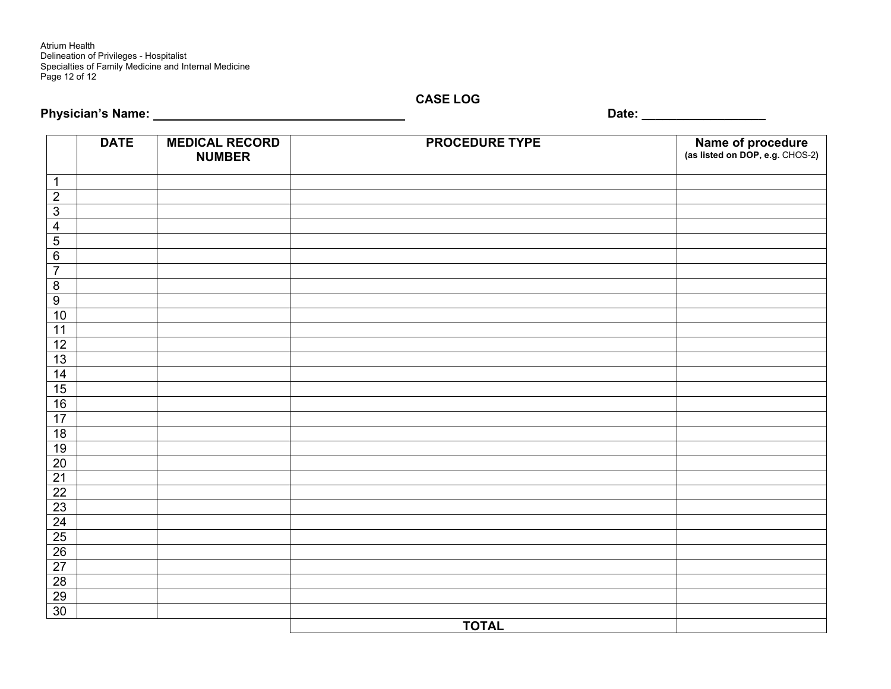# CASE LOG

**Physician's Name:** ____________________________________ **Date:** __________________

| | DATE | MEDICAL RECORD NUMBER | PROCEDURE TYPE | Name of procedure (as listed on DOP, e.g. CHOS-2) |
|---|---|---|---|---|
| 1 | | | | |
| 2 | | | | |
| 3 | | | | |
| 4 | | | | |
| 5 | | | | |
| 6 | | | | |
| 7 | | | | |
| 8 | | | | |
| 9 | | | | |
| 10 | | | | |
| 11 | | | | |
| 12 | | | | |
| 13 | | | | |
| 14 | | | | |
| 15 | | | | |
| 16 | | | | |
| 17 | | | | |
| 18 | | | | |
| 19 | | | | |
| 20 | | | | |
| 21 | | | | |
| 22 | | | | |
| 23 | | | | |
| 24 | | | | |
| 25 | | | | |
| 26 | | | | |
| 27 | | | | |
| 28 | | | | |
| 29 | | | | |
| 30 | | | | |
| | | | **TOTAL** | |